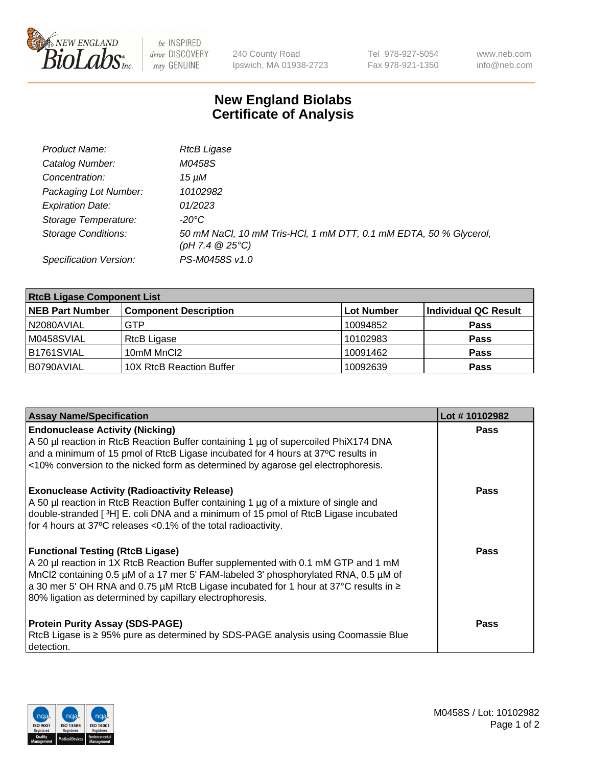# New England Biolabs
# Certificate of Analysis

| | |
|---|---|
| *Product Name:* | *RtcB Ligase* |
| *Catalog Number:* | *M0458S* |
| *Concentration:* | *15 µM* |
| *Packaging Lot Number:* | *10102982* |
| *Expiration Date:* | *01/2023* |
| *Storage Temperature:* | *-20°C* |
| *Storage Conditions:* | *50 mM NaCl, 10 mM Tris-HCl, 1 mM DTT, 0.1 mM EDTA, 50 % Glycerol, (pH 7.4 @ 25°C)* |
| *Specification Version:* | *PS-M0458S v1.0* |

| RtcB Ligase Component List | | | |
|---|---|---|---|
| **NEB Part Number** | **Component Description** | **Lot Number** | **Individual QC Result** |
| N2080AVIAL | GTP | 10094852 | **Pass** |
| M0458SVIAL | RtcB Ligase | 10102983 | **Pass** |
| B1761SVIAL | 10mM MnCl2 | 10091462 | **Pass** |
| B0790AVIAL | 10X RtcB Reaction Buffer | 10092639 | **Pass** |

| Assay Name/Specification | Lot # 10102982 |
|---|---|
| **Endonuclease Activity (Nicking)**<br>A 50 µl reaction in RtcB Reaction Buffer containing 1 µg of supercoiled PhiX174 DNA and a minimum of 15 pmol of RtcB Ligase incubated for 4 hours at 37ºC results in <10% conversion to the nicked form as determined by agarose gel electrophoresis. | **Pass** |
| **Exonuclease Activity (Radioactivity Release)**<br>A 50 µl reaction in RtcB Reaction Buffer containing 1 µg of a mixture of single and double-stranded [ ³H] E. coli DNA and a minimum of 15 pmol of RtcB Ligase incubated for 4 hours at 37ºC releases <0.1% of the total radioactivity. | **Pass** |
| **Functional Testing (RtcB Ligase)**<br>A 20 µl reaction in 1X RtcB Reaction Buffer supplemented with 0.1 mM GTP and 1 mM MnCl2 containing 0.5 µM of a 17 mer 5' FAM-labeled 3' phosphorylated RNA, 0.5 µM of a 30 mer 5' OH RNA and 0.75 µM RtcB Ligase incubated for 1 hour at 37°C results in ≥ 80% ligation as determined by capillary electrophoresis. | **Pass** |
| **Protein Purity Assay (SDS-PAGE)**<br>RtcB Ligase is ≥ 95% pure as determined by SDS-PAGE analysis using Coomassie Blue detection. | **Pass** |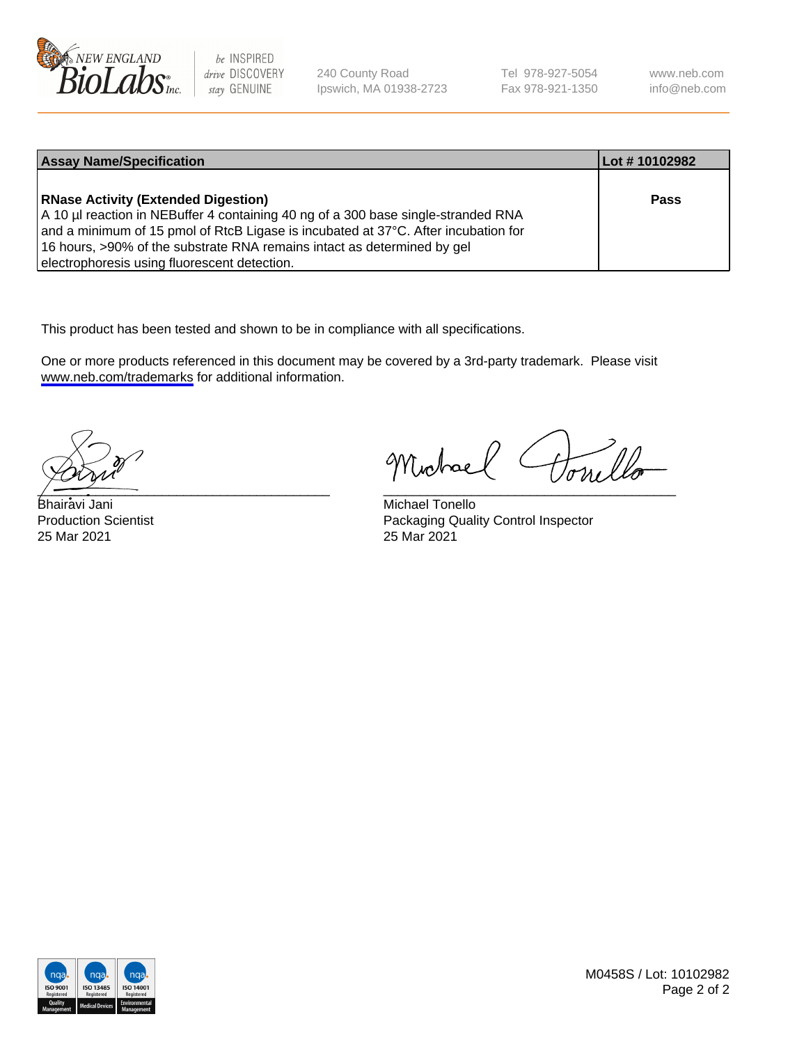| Assay Name/Specification | Lot # 10102982 |
|---|---|
| **RNase Activity (Extended Digestion)**<br>A 10 µl reaction in NEBuffer 4 containing 40 ng of a 300 base single-stranded RNA and a minimum of 15 pmol of RtcB Ligase is incubated at 37°C. After incubation for 16 hours, >90% of the substrate RNA remains intact as determined by gel electrophoresis using fluorescent detection. | Pass |

This product has been tested and shown to be in compliance with all specifications.

One or more products referenced in this document may be covered by a 3rd-party trademark. Please visit www.neb.com/trademarks for additional information.

Bhairavi Jani
Production Scientist
25 Mar 2021

Michael Tonello
Packaging Quality Control Inspector
25 Mar 2021

M0458S / Lot: 10102982